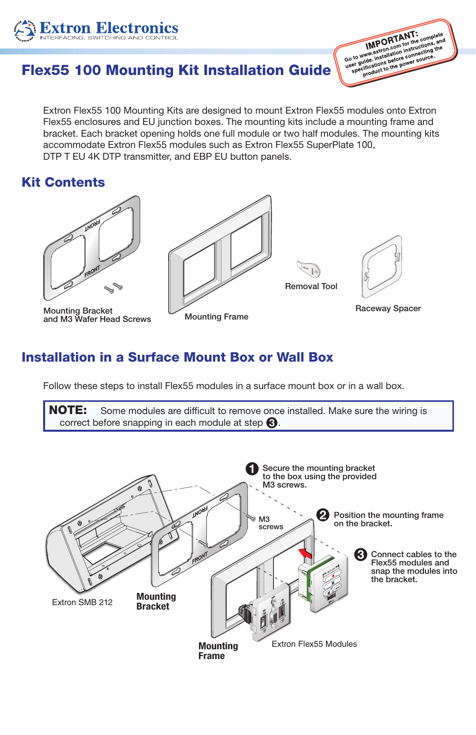Extron Electronics
INTERFACING, SWITCHING AND CONTROL

**IMPORTANT:** Go to www.extron.com for the complete user guide, installation instructions, and specifications before connecting the product to the power source.

# Flex55 100 Mounting Kit Installation Guide

Extron Flex55 100 Mounting Kits are designed to mount Extron Flex55 modules onto Extron Flex55 enclosures and EU junction boxes. The mounting kits include a mounting frame and bracket. Each bracket opening holds one full module or two half modules. The mounting kits accommodate Extron Flex55 modules such as Extron Flex55 SuperPlate 100, DTP T EU 4K DTP transmitter, and EBP EU button panels.

## Kit Contents

Mounting Bracket and M3 Wafer Head Screws

Mounting Frame

Removal Tool

Raceway Spacer

## Installation in a Surface Mount Box or Wall Box

Follow these steps to install Flex55 modules in a surface mount box or in a wall box.

> **NOTE:** Some modules are difficult to remove once installed. Make sure the wiring is correct before snapping in each module at step 3.

1. Secure the mounting bracket to the box using the provided M3 screws.
2. Position the mounting frame on the bracket.
3. Connect cables to the Flex55 modules and snap the modules into the bracket.

Extron SMB 212

**Mounting Bracket**

M3 screws

**Mounting Frame**

Extron Flex55 Modules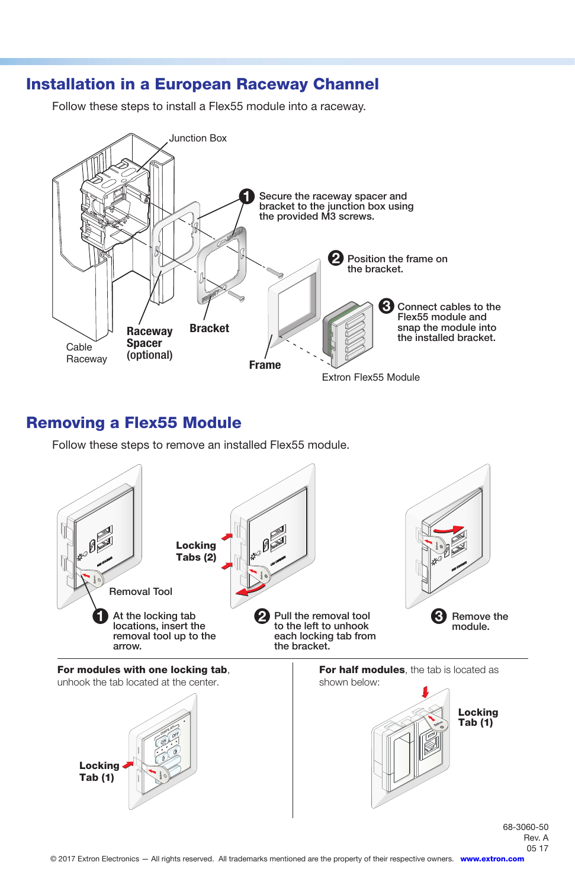## Installation in a European Raceway Channel

Follow these steps to install a Flex55 module into a raceway.

Junction Box

1. Secure the raceway spacer and bracket to the junction box using the provided M3 screws.
2. Position the frame on the bracket.
3. Connect cables to the Flex55 module and snap the module into the installed bracket.

Cable Raceway

Raceway Spacer (optional)

Bracket

Frame

Extron Flex55 Module

## Removing a Flex55 Module

Follow these steps to remove an installed Flex55 module.

Removal Tool

Locking Tabs (2)

1. At the locking tab locations, insert the removal tool up to the arrow.
2. Pull the removal tool to the left to unhook each locking tab from the bracket.
3. Remove the module.

**For modules with one locking tab**, unhook the tab located at the center.

Locking Tab (1)

**For half modules**, the tab is located as shown below:

Locking Tab (1)

68-3060-50
Rev. A
05 17

© 2017 Extron Electronics — All rights reserved. All trademarks mentioned are the property of their respective owners. **www.extron.com**